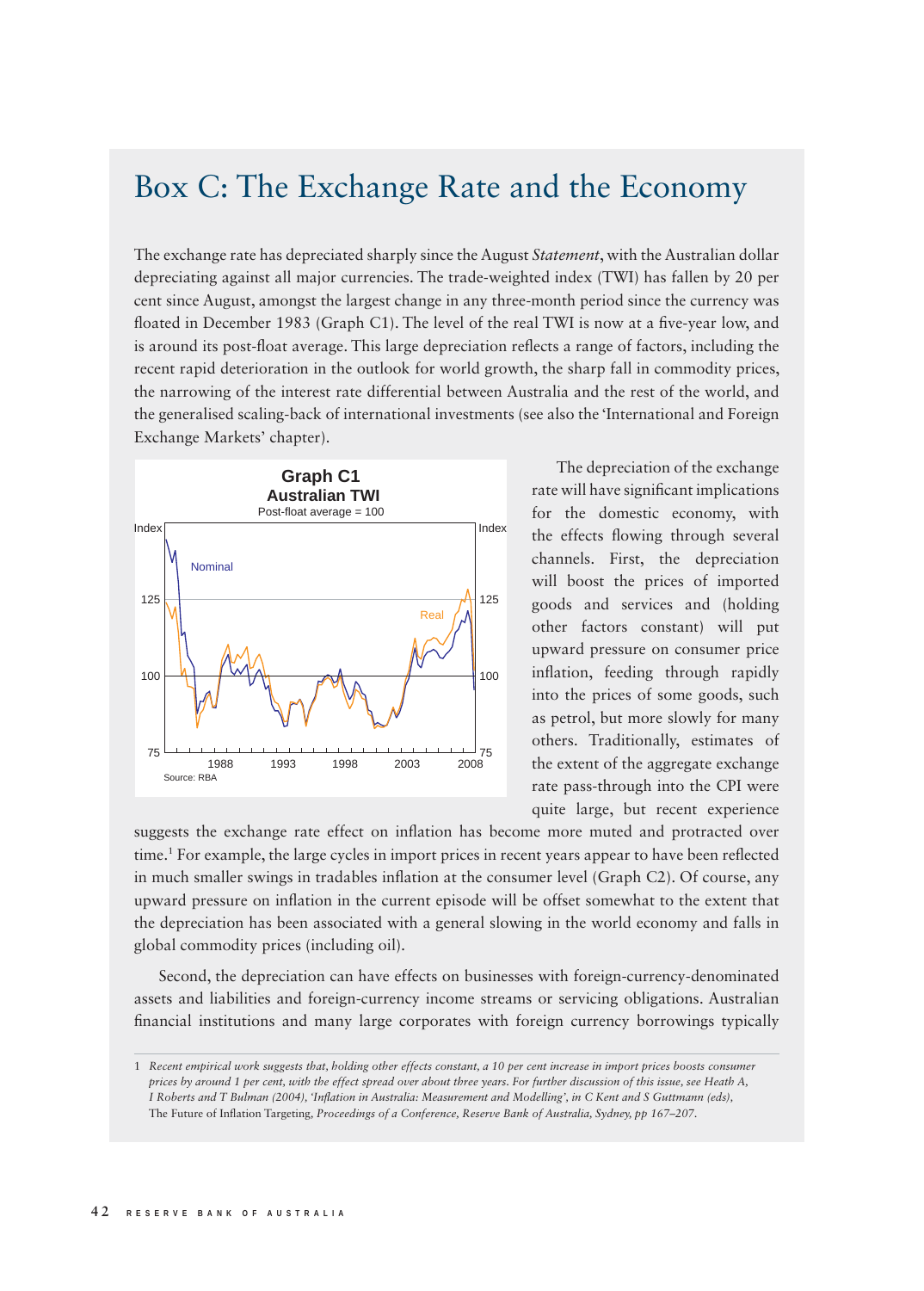# Box C: The Exchange Rate and the Economy

The exchange rate has depreciated sharply since the August *Statement*, with the Australian dollar depreciating against all major currencies. The trade-weighted index (TWI) has fallen by 20 per cent since August, amongst the largest change in any three-month period since the currency was floated in December 1983 (Graph C1). The level of the real TWI is now at a five-year low, and is around its post-float average. This large depreciation reflects a range of factors, including the recent rapid deterioration in the outlook for world growth, the sharp fall in commodity prices, the narrowing of the interest rate differential between Australia and the rest of the world, and the generalised scaling-back of international investments (see also the 'International and Foreign Exchange Markets' chapter).

**Graph C1**
**Australian TWI**
Post-float average = 100

Source: RBA

The depreciation of the exchange rate will have significant implications for the domestic economy, with the effects flowing through several channels. First, the depreciation will boost the prices of imported goods and services and (holding other factors constant) will put upward pressure on consumer price inflation, feeding through rapidly into the prices of some goods, such as petrol, but more slowly for many others. Traditionally, estimates of the extent of the aggregate exchange rate pass-through into the CPI were quite large, but recent experience suggests the exchange rate effect on inflation has become more muted and protracted over time.[1] For example, the large cycles in import prices in recent years appear to have been reflected in much smaller swings in tradables inflation at the consumer level (Graph C2). Of course, any upward pressure on inflation in the current episode will be offset somewhat to the extent that the depreciation has been associated with a general slowing in the world economy and falls in global commodity prices (including oil).

Second, the depreciation can have effects on businesses with foreign-currency-denominated assets and liabilities and foreign-currency income streams or servicing obligations. Australian financial institutions and many large corporates with foreign currency borrowings typically

---

1 *Recent empirical work suggests that, holding other effects constant, a 10 per cent increase in import prices boosts consumer prices by around 1 per cent, with the effect spread over about three years. For further discussion of this issue, see Heath A, I Roberts and T Bulman (2004), 'Inflation in Australia: Measurement and Modelling', in C Kent and S Guttmann (eds),* The Future of Inflation Targeting, *Proceedings of a Conference, Reserve Bank of Australia, Sydney, pp 167–207.*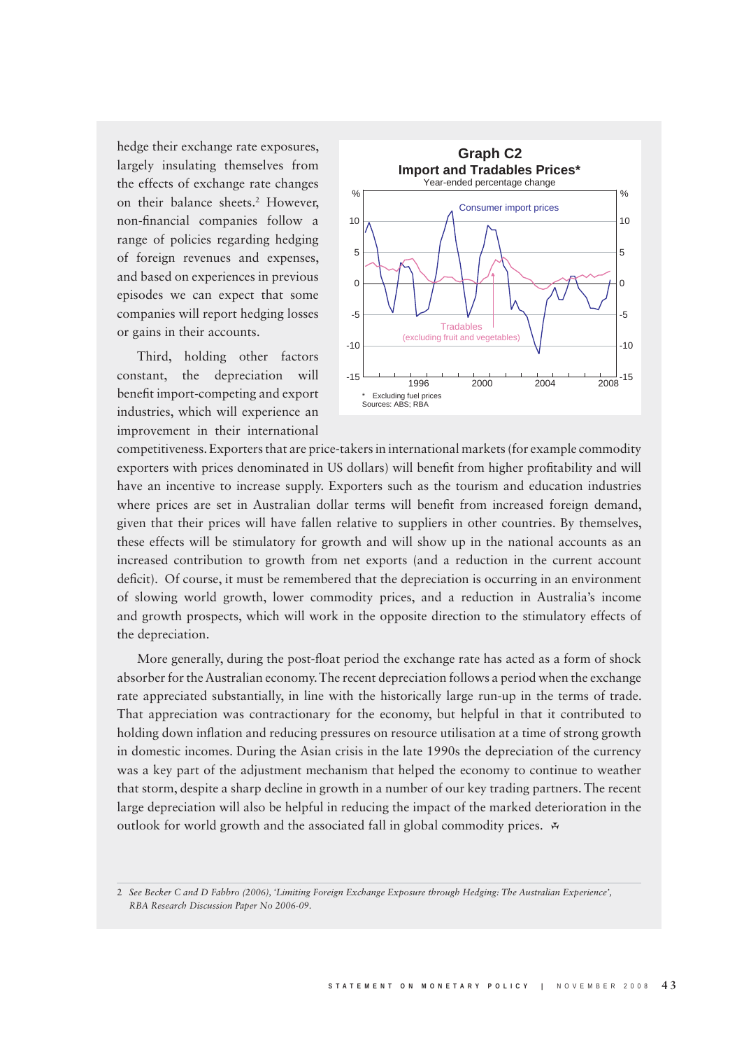hedge their exchange rate exposures, largely insulating themselves from the effects of exchange rate changes on their balance sheets.[2] However, non-financial companies follow a range of policies regarding hedging of foreign revenues and expenses, and based on experiences in previous episodes we can expect that some companies will report hedging losses or gains in their accounts.

**Graph C2**
**Import and Tradables Prices***
Year-ended percentage change

%
10
5
0
-5
-10
-15
Consumer import prices
Tradables
(excluding fruit and vegetables)
1996
2000
2004
2008

\* Excluding fuel prices
Sources: ABS; RBA

Third, holding other factors constant, the depreciation will benefit import-competing and export industries, which will experience an improvement in their international competitiveness. Exporters that are price-takers in international markets (for example commodity exporters with prices denominated in US dollars) will benefit from higher profitability and will have an incentive to increase supply. Exporters such as the tourism and education industries where prices are set in Australian dollar terms will benefit from increased foreign demand, given that their prices will have fallen relative to suppliers in other countries. By themselves, these effects will be stimulatory for growth and will show up in the national accounts as an increased contribution to growth from net exports (and a reduction in the current account deficit). Of course, it must be remembered that the depreciation is occurring in an environment of slowing world growth, lower commodity prices, and a reduction in Australia's income and growth prospects, which will work in the opposite direction to the stimulatory effects of the depreciation.

More generally, during the post-float period the exchange rate has acted as a form of shock absorber for the Australian economy. The recent depreciation follows a period when the exchange rate appreciated substantially, in line with the historically large run-up in the terms of trade. That appreciation was contractionary for the economy, but helpful in that it contributed to holding down inflation and reducing pressures on resource utilisation at a time of strong growth in domestic incomes. During the Asian crisis in the late 1990s the depreciation of the currency was a key part of the adjustment mechanism that helped the economy to continue to weather that storm, despite a sharp decline in growth in a number of our key trading partners. The recent large depreciation will also be helpful in reducing the impact of the marked deterioration in the outlook for world growth and the associated fall in global commodity prices.

2 *See Becker C and D Fabbro (2006), 'Limiting Foreign Exchange Exposure through Hedging: The Australian Experience', RBA Research Discussion Paper No 2006-09.*